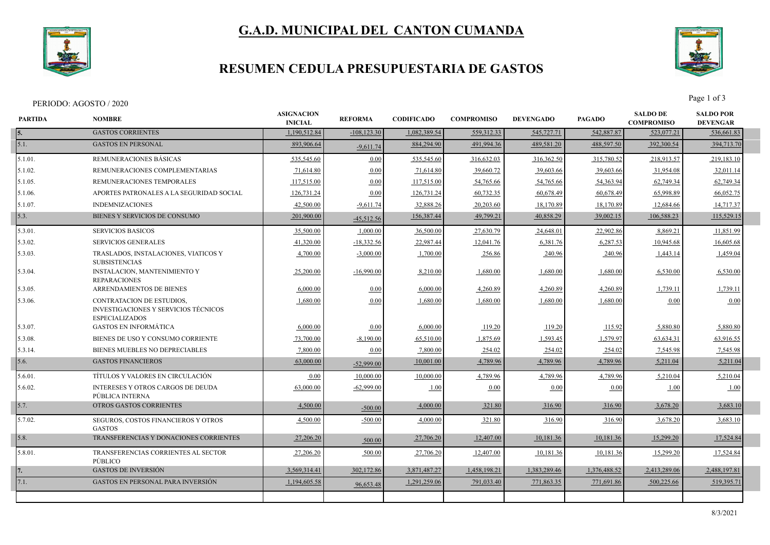# G.A.D. MUNICIPAL DEL CANTON CUMANDA

## RESUMEN CEDULA PRESUPUESTARIA DE GASTOS

PERIODO: AGOSTO / 2020

| PARTIDA | NOMBRE | ASIGNACION INICIAL | REFORMA | CODIFICADO | COMPROMISO | DEVENGADO | PAGADO | SALDO DE COMPROMISO | SALDO POR DEVENGAR |
|---|---|---|---|---|---|---|---|---|---|
| **5.** | GASTOS CORRIENTES | 1,190,512.84 | -108,123.30 | 1,082,389.54 | 559,312.33 | 545,727.71 | 542,887.87 | 523,077.21 | 536,661.83 |
| 5.1. | GASTOS EN PERSONAL | 893,906.64 | -9,611.74 | 884,294.90 | 491,994.36 | 489,581.20 | 488,597.50 | 392,300.54 | 394,713.70 |
| 5.1.01. | REMUNERACIONES BÁSICAS | 535,545.60 | 0.00 | 535,545.60 | 316,632.03 | 316,362.50 | 315,780.52 | 218,913.57 | 219,183.10 |
| 5.1.02. | REMUNERACIONES COMPLEMENTARIAS | 71,614.80 | 0.00 | 71,614.80 | 39,660.72 | 39,603.66 | 39,603.66 | 31,954.08 | 32,011.14 |
| 5.1.05. | REMUNERACIONES TEMPORALES | 117,515.00 | 0.00 | 117,515.00 | 54,765.66 | 54,765.66 | 54,363.94 | 62,749.34 | 62,749.34 |
| 5.1.06. | APORTES PATRONALES A LA SEGURIDAD SOCIAL | 126,731.24 | 0.00 | 126,731.24 | 60,732.35 | 60,678.49 | 60,678.49 | 65,998.89 | 66,052.75 |
| 5.1.07. | INDEMNIZACIONES | 42,500.00 | -9,611.74 | 32,888.26 | 20,203.60 | 18,170.89 | 18,170.89 | 12,684.66 | 14,717.37 |
| 5.3. | BIENES Y SERVICIOS DE CONSUMO | 201,900.00 | -45,512.56 | 156,387.44 | 49,799.21 | 40,858.29 | 39,002.15 | 106,588.23 | 115,529.15 |
| 5.3.01. | SERVICIOS BASICOS | 35,500.00 | 1,000.00 | 36,500.00 | 27,630.79 | 24,648.01 | 22,902.86 | 8,869.21 | 11,851.99 |
| 5.3.02. | SERVICIOS GENERALES | 41,320.00 | -18,332.56 | 22,987.44 | 12,041.76 | 6,381.76 | 6,287.53 | 10,945.68 | 16,605.68 |
| 5.3.03. | TRASLADOS, INSTALACIONES, VIATICOS Y SUBSISTENCIAS | 4,700.00 | -3,000.00 | 1,700.00 | 256.86 | 240.96 | 240.96 | 1,443.14 | 1,459.04 |
| 5.3.04. | INSTALACION, MANTENIMIENTO Y REPARACIONES | 25,200.00 | -16,990.00 | 8,210.00 | 1,680.00 | 1,680.00 | 1,680.00 | 6,530.00 | 6,530.00 |
| 5.3.05. | ARRENDAMIENTOS DE BIENES | 6,000.00 | 0.00 | 6,000.00 | 4,260.89 | 4,260.89 | 4,260.89 | 1,739.11 | 1,739.11 |
| 5.3.06. | CONTRATACION DE ESTUDIOS, INVESTIGACIONES Y SERVICIOS TÉCNICOS ESPECIALIZADOS | 1,680.00 | 0.00 | 1,680.00 | 1,680.00 | 1,680.00 | 1,680.00 | 0.00 | 0.00 |
| 5.3.07. | GASTOS EN INFORMÁTICA | 6,000.00 | 0.00 | 6,000.00 | 119.20 | 119.20 | 115.92 | 5,880.80 | 5,880.80 |
| 5.3.08. | BIENES DE USO Y CONSUMO CORRIENTE | 73,700.00 | -8,190.00 | 65,510.00 | 1,875.69 | 1,593.45 | 1,579.97 | 63,634.31 | 63,916.55 |
| 5.3.14. | BIENES MUEBLES NO DEPRECIABLES | 7,800.00 | 0.00 | 7,800.00 | 254.02 | 254.02 | 254.02 | 7,545.98 | 7,545.98 |
| 5.6. | GASTOS FINANCIEROS | 63,000.00 | -52,999.00 | 10,001.00 | 4,789.96 | 4,789.96 | 4,789.96 | 5,211.04 | 5,211.04 |
| 5.6.01. | TÍTULOS Y VALORES EN CIRCULACIÓN | 0.00 | 10,000.00 | 10,000.00 | 4,789.96 | 4,789.96 | 4,789.96 | 5,210.04 | 5,210.04 |
| 5.6.02. | INTERESES Y OTROS CARGOS DE DEUDA PÚBLICA INTERNA | 63,000.00 | -62,999.00 | 1.00 | 0.00 | 0.00 | 0.00 | 1.00 | 1.00 |
| 5.7. | OTROS GASTOS CORRIENTES | 4,500.00 | -500.00 | 4,000.00 | 321.80 | 316.90 | 316.90 | 3,678.20 | 3,683.10 |
| 5.7.02. | SEGUROS, COSTOS FINANCIEROS Y OTROS GASTOS | 4,500.00 | -500.00 | 4,000.00 | 321.80 | 316.90 | 316.90 | 3,678.20 | 3,683.10 |
| 5.8. | TRANSFERENCIAS Y DONACIONES CORRIENTES | 27,206.20 | 500.00 | 27,706.20 | 12,407.00 | 10,181.36 | 10,181.36 | 15,299.20 | 17,524.84 |
| 5.8.01. | TRANSFERENCIAS CORRIENTES AL SECTOR PÚBLICO | 27,206.20 | 500.00 | 27,706.20 | 12,407.00 | 10,181.36 | 10,181.36 | 15,299.20 | 17,524.84 |
| **7.** | GASTOS DE INVERSIÓN | 3,569,314.41 | 302,172.86 | 3,871,487.27 | 1,458,198.21 | 1,383,289.46 | 1,376,488.52 | 2,413,289.06 | 2,488,197.81 |
| 7.1. | GASTOS EN PERSONAL PARA INVERSIÓN | 1,194,605.58 | 96,653.48 | 1,291,259.06 | 791,033.40 | 771,863.35 | 771,691.86 | 500,225.66 | 519,395.71 |

8/3/2021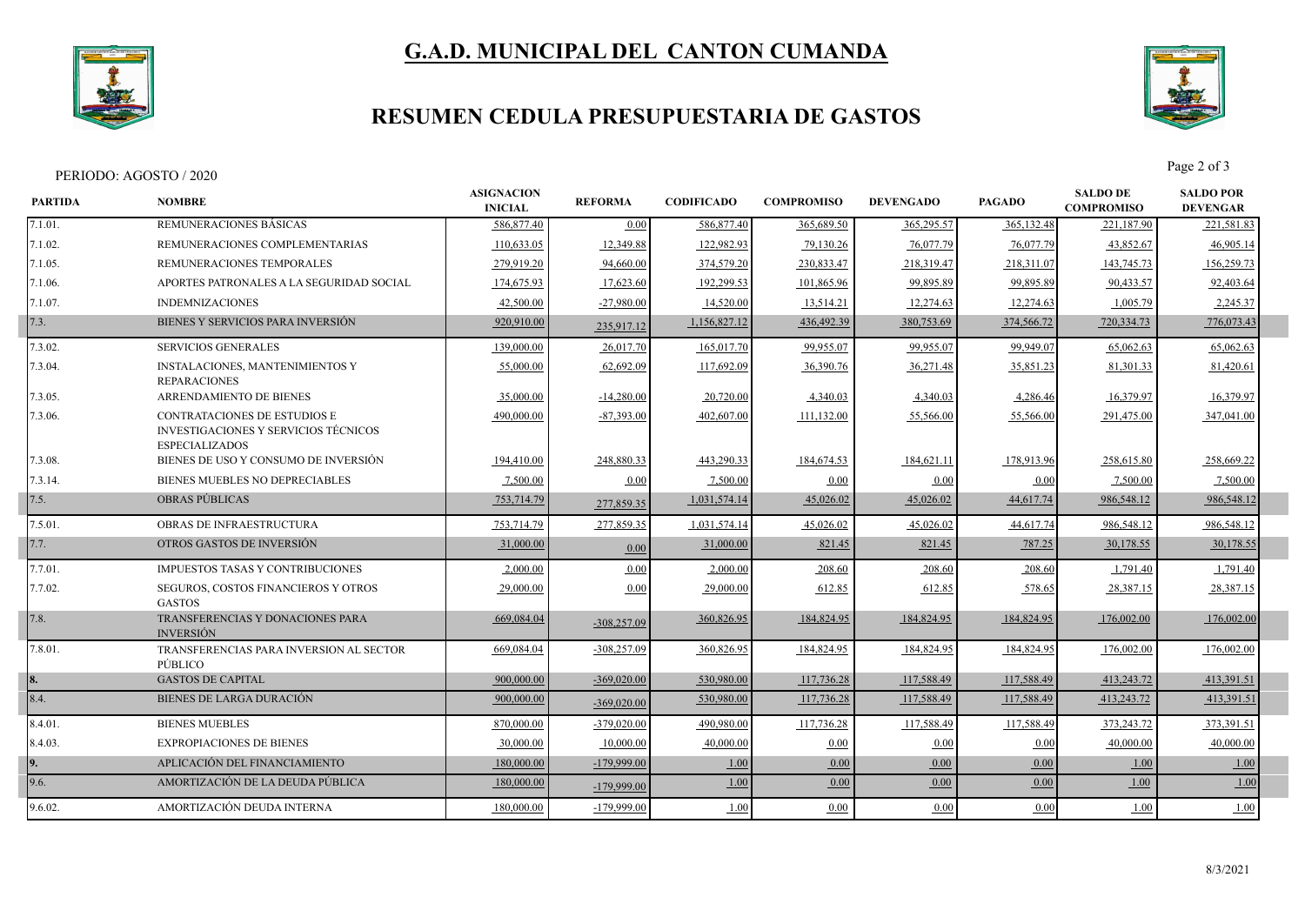# G.A.D. MUNICIPAL DEL CANTON CUMANDA

## RESUMEN CEDULA PRESUPUESTARIA DE GASTOS

PERIODO: AGOSTO / 2020

| PARTIDA | NOMBRE | ASIGNACION INICIAL | REFORMA | CODIFICADO | COMPROMISO | DEVENGADO | PAGADO | SALDO DE COMPROMISO | SALDO POR DEVENGAR |
|---|---|---|---|---|---|---|---|---|---|
| 7.1.01. | REMUNERACIONES BÁSICAS | 586,877.40 | 0.00 | 586,877.40 | 365,689.50 | 365,295.57 | 365,132.48 | 221,187.90 | 221,581.83 |
| 7.1.02. | REMUNERACIONES COMPLEMENTARIAS | 110,633.05 | 12,349.88 | 122,982.93 | 79,130.26 | 76,077.79 | 76,077.79 | 43,852.67 | 46,905.14 |
| 7.1.05. | REMUNERACIONES TEMPORALES | 279,919.20 | 94,660.00 | 374,579.20 | 230,833.47 | 218,319.47 | 218,311.07 | 143,745.73 | 156,259.73 |
| 7.1.06. | APORTES PATRONALES A LA SEGURIDAD SOCIAL | 174,675.93 | 17,623.60 | 192,299.53 | 101,865.96 | 99,895.89 | 99,895.89 | 90,433.57 | 92,403.64 |
| 7.1.07. | INDEMNIZACIONES | 42,500.00 | -27,980.00 | 14,520.00 | 13,514.21 | 12,274.63 | 12,274.63 | 1,005.79 | 2,245.37 |
| 7.3. | BIENES Y SERVICIOS PARA INVERSIÓN | 920,910.00 | 235,917.12 | 1,156,827.12 | 436,492.39 | 380,753.69 | 374,566.72 | 720,334.73 | 776,073.43 |
| 7.3.02. | SERVICIOS GENERALES | 139,000.00 | 26,017.70 | 165,017.70 | 99,955.07 | 99,955.07 | 99,949.07 | 65,062.63 | 65,062.63 |
| 7.3.04. | INSTALACIONES, MANTENIMIENTOS Y REPARACIONES | 55,000.00 | 62,692.09 | 117,692.09 | 36,390.76 | 36,271.48 | 35,851.23 | 81,301.33 | 81,420.61 |
| 7.3.05. | ARRENDAMIENTO DE BIENES | 35,000.00 | -14,280.00 | 20,720.00 | 4,340.03 | 4,340.03 | 4,286.46 | 16,379.97 | 16,379.97 |
| 7.3.06. | CONTRATACIONES DE ESTUDIOS E INVESTIGACIONES Y SERVICIOS TÉCNICOS ESPECIALIZADOS | 490,000.00 | -87,393.00 | 402,607.00 | 111,132.00 | 55,566.00 | 55,566.00 | 291,475.00 | 347,041.00 |
| 7.3.08. | BIENES DE USO Y CONSUMO DE INVERSIÓN | 194,410.00 | 248,880.33 | 443,290.33 | 184,674.53 | 184,621.11 | 178,913.96 | 258,615.80 | 258,669.22 |
| 7.3.14. | BIENES MUEBLES NO DEPRECIABLES | 7,500.00 | 0.00 | 7,500.00 | 0.00 | 0.00 | 0.00 | 7,500.00 | 7,500.00 |
| 7.5. | OBRAS PÚBLICAS | 753,714.79 | 277,859.35 | 1,031,574.14 | 45,026.02 | 45,026.02 | 44,617.74 | 986,548.12 | 986,548.12 |
| 7.5.01. | OBRAS DE INFRAESTRUCTURA | 753,714.79 | 277,859.35 | 1,031,574.14 | 45,026.02 | 45,026.02 | 44,617.74 | 986,548.12 | 986,548.12 |
| 7.7. | OTROS GASTOS DE INVERSIÓN | 31,000.00 | 0.00 | 31,000.00 | 821.45 | 821.45 | 787.25 | 30,178.55 | 30,178.55 |
| 7.7.01. | IMPUESTOS TASAS Y CONTRIBUCIONES | 2,000.00 | 0.00 | 2,000.00 | 208.60 | 208.60 | 208.60 | 1,791.40 | 1,791.40 |
| 7.7.02. | SEGUROS, COSTOS FINANCIEROS Y OTROS GASTOS | 29,000.00 | 0.00 | 29,000.00 | 612.85 | 612.85 | 578.65 | 28,387.15 | 28,387.15 |
| 7.8. | TRANSFERENCIAS Y DONACIONES PARA INVERSIÓN | 669,084.04 | -308,257.09 | 360,826.95 | 184,824.95 | 184,824.95 | 184,824.95 | 176,002.00 | 176,002.00 |
| 7.8.01. | TRANSFERENCIAS PARA INVERSION AL SECTOR PÚBLICO | 669,084.04 | -308,257.09 | 360,826.95 | 184,824.95 | 184,824.95 | 184,824.95 | 176,002.00 | 176,002.00 |
| 8. | GASTOS DE CAPITAL | 900,000.00 | -369,020.00 | 530,980.00 | 117,736.28 | 117,588.49 | 117,588.49 | 413,243.72 | 413,391.51 |
| 8.4. | BIENES DE LARGA DURACIÓN | 900,000.00 | -369,020.00 | 530,980.00 | 117,736.28 | 117,588.49 | 117,588.49 | 413,243.72 | 413,391.51 |
| 8.4.01. | BIENES MUEBLES | 870,000.00 | -379,020.00 | 490,980.00 | 117,736.28 | 117,588.49 | 117,588.49 | 373,243.72 | 373,391.51 |
| 8.4.03. | EXPROPIACIONES DE BIENES | 30,000.00 | 10,000.00 | 40,000.00 | 0.00 | 0.00 | 0.00 | 40,000.00 | 40,000.00 |
| 9. | APLICACIÓN DEL FINANCIAMIENTO | 180,000.00 | -179,999.00 | 1.00 | 0.00 | 0.00 | 0.00 | 1.00 | 1.00 |
| 9.6. | AMORTIZACIÓN DE LA DEUDA PÚBLICA | 180,000.00 | -179,999.00 | 1.00 | 0.00 | 0.00 | 0.00 | 1.00 | 1.00 |
| 9.6.02. | AMORTIZACIÓN DEUDA INTERNA | 180,000.00 | -179,999.00 | 1.00 | 0.00 | 0.00 | 0.00 | 1.00 | 1.00 |

8/3/2021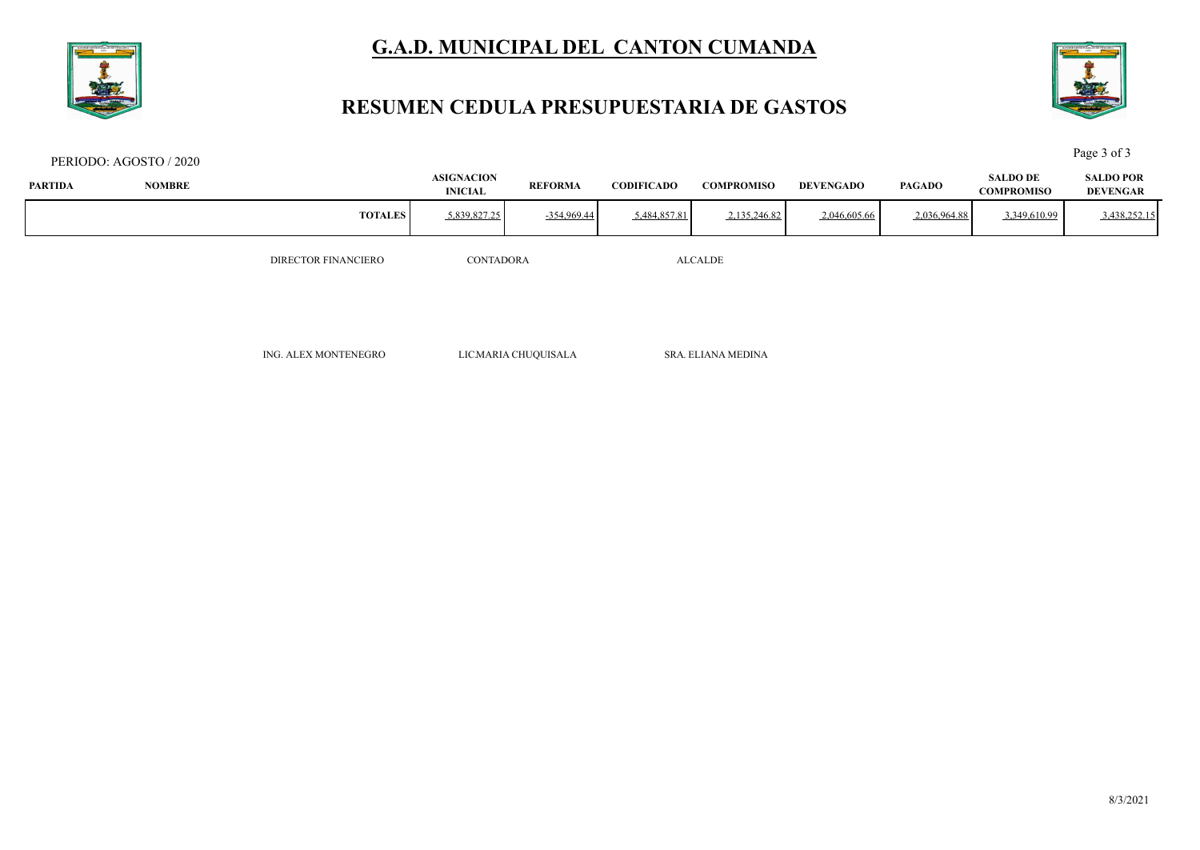# G.A.D. MUNICIPAL DEL CANTON CUMANDA

## RESUMEN CEDULA PRESUPUESTARIA DE GASTOS

PERIODO: AGOSTO / 2020

| PARTIDA | NOMBRE | ASIGNACION INICIAL | REFORMA | CODIFICADO | COMPROMISO | DEVENGADO | PAGADO | SALDO DE COMPROMISO | SALDO POR DEVENGAR |
|---|---|---|---|---|---|---|---|---|---|
| | **TOTALES** | 5,839,827.25 | -354,969.44 | 5,484,857.81 | 2,135,246.82 | 2,046,605.66 | 2,036,964.88 | 3,349,610.99 | 3,438,252.15 |

| DIRECTOR FINANCIERO | CONTADORA | ALCALDE |
|---|---|---|
| ING. ALEX MONTENEGRO | LIC.MARIA CHUQUISALA | SRA. ELIANA MEDINA |

8/3/2021